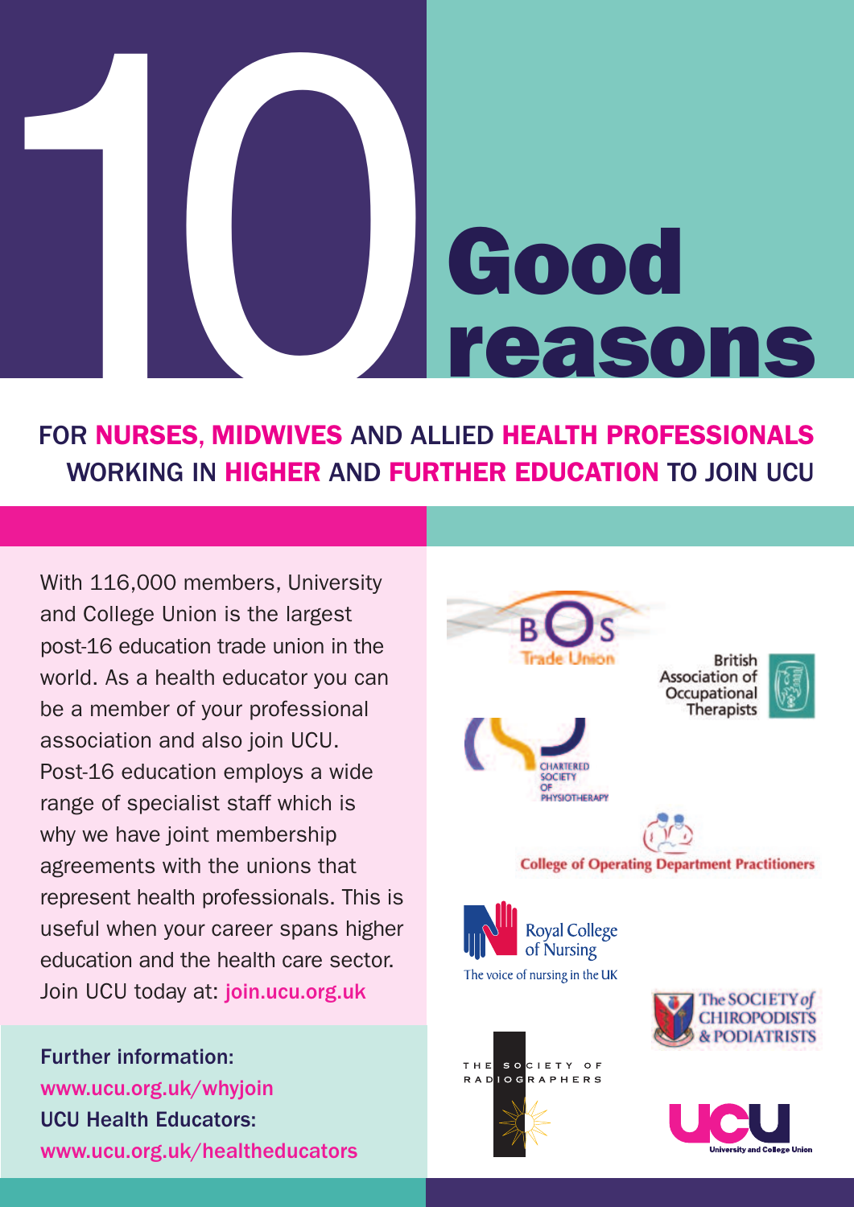# 10 Good reasons

## FOR NURSES, MIDWIVES AND ALLIED HEALTH PROFESSIONALS WORKING IN HIGHER AND FURTHER EDUCATION TO JOIN UCU

With 116,000 members, University and College Union is the largest post-16 education trade union in the world. As a health educator you can be a member of your professional association and also join UCU. Post-16 education employs a wide range of specialist staff which is why we have joint membership agreements with the unions that represent health professionals. This is useful when your career spans higher education and the health care sector. Join UCU today at: **join.ucu.org.uk**

**Further information:**
www.ucu.org.uk/whyjoin
**UCU Health Educators:**
www.ucu.org.uk/healtheducators

BOS Trade Union

British Association of Occupational Therapists

Chartered Society of Physiotherapy

College of Operating Department Practitioners

Royal College of Nursing
The voice of nursing in the UK

The Society of Chiropodists & Podiatrists

The Society of Radiographers

UCU University and College Union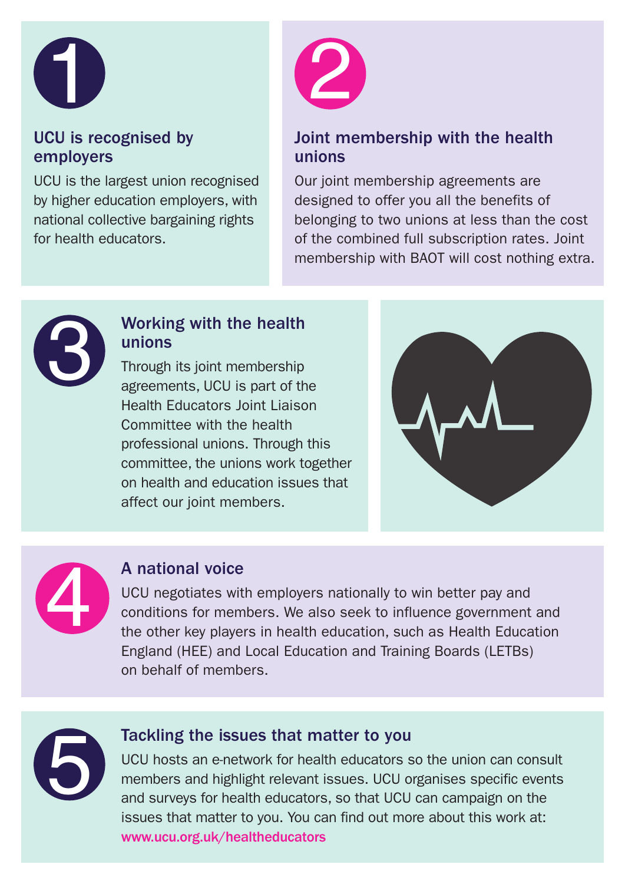## 1 UCU is recognised by employers

UCU is the largest union recognised by higher education employers, with national collective bargaining rights for health educators.

## 2 Joint membership with the health unions

Our joint membership agreements are designed to offer you all the benefits of belonging to two unions at less than the cost of the combined full subscription rates. Joint membership with BAOT will cost nothing extra.

## 3 Working with the health unions

Through its joint membership agreements, UCU is part of the Health Educators Joint Liaison Committee with the health professional unions. Through this committee, the unions work together on health and education issues that affect our joint members.

## 4 A national voice

UCU negotiates with employers nationally to win better pay and conditions for members. We also seek to influence government and the other key players in health education, such as Health Education England (HEE) and Local Education and Training Boards (LETBs) on behalf of members.

## 5 Tackling the issues that matter to you

UCU hosts an e-network for health educators so the union can consult members and highlight relevant issues. UCU organises specific events and surveys for health educators, so that UCU can campaign on the issues that matter to you. You can find out more about this work at: www.ucu.org.uk/healtheducators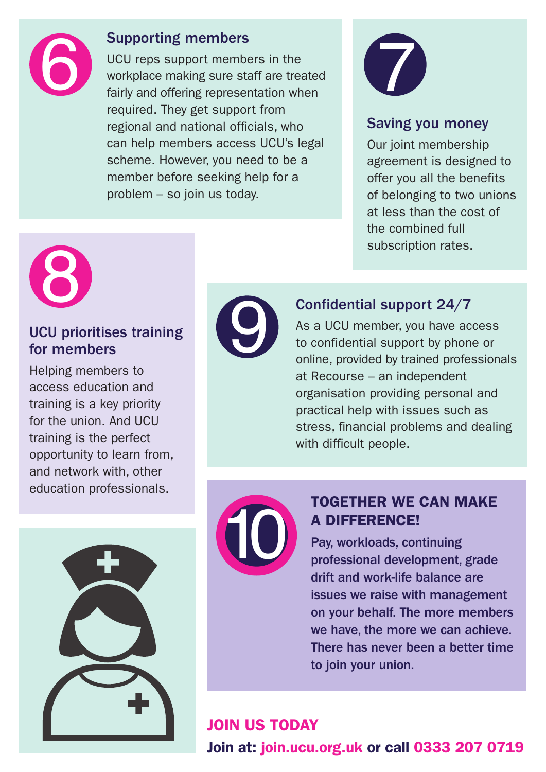## 6 Supporting members

UCU reps support members in the workplace making sure staff are treated fairly and offering representation when required. They get support from regional and national officials, who can help members access UCU's legal scheme. However, you need to be a member before seeking help for a problem – so join us today.

## 7 Saving you money

Our joint membership agreement is designed to offer you all the benefits of belonging to two unions at less than the cost of the combined full subscription rates.

## 8 UCU prioritises training for members

Helping members to access education and training is a key priority for the union. And UCU training is the perfect opportunity to learn from, and network with, other education professionals.

## 9 Confidential support 24/7

As a UCU member, you have access to confidential support by phone or online, provided by trained professionals at Recourse – an independent organisation providing personal and practical help with issues such as stress, financial problems and dealing with difficult people.

## 10 TOGETHER WE CAN MAKE A DIFFERENCE!

**Pay, workloads, continuing professional development, grade drift and work-life balance are issues we raise with management on your behalf. The more members we have, the more we can achieve. There has never been a better time to join your union.**

## JOIN US TODAY

**Join at: join.ucu.org.uk or call 0333 207 0719**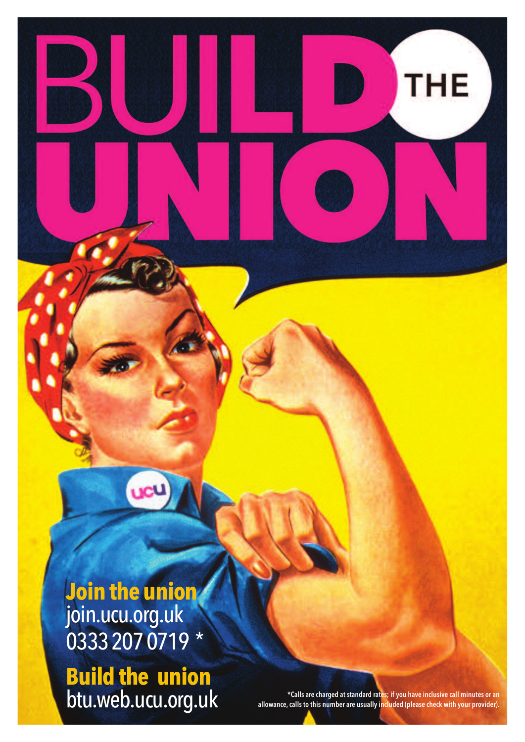# BUILD THE UNION

**Join the union**
join.ucu.org.uk
0333 207 0719 *

**Build the union**
btu.web.ucu.org.uk

*Calls are charged at standard rates; if you have inclusive call minutes or an allowance, calls to this number are usually included (please check with your provider).